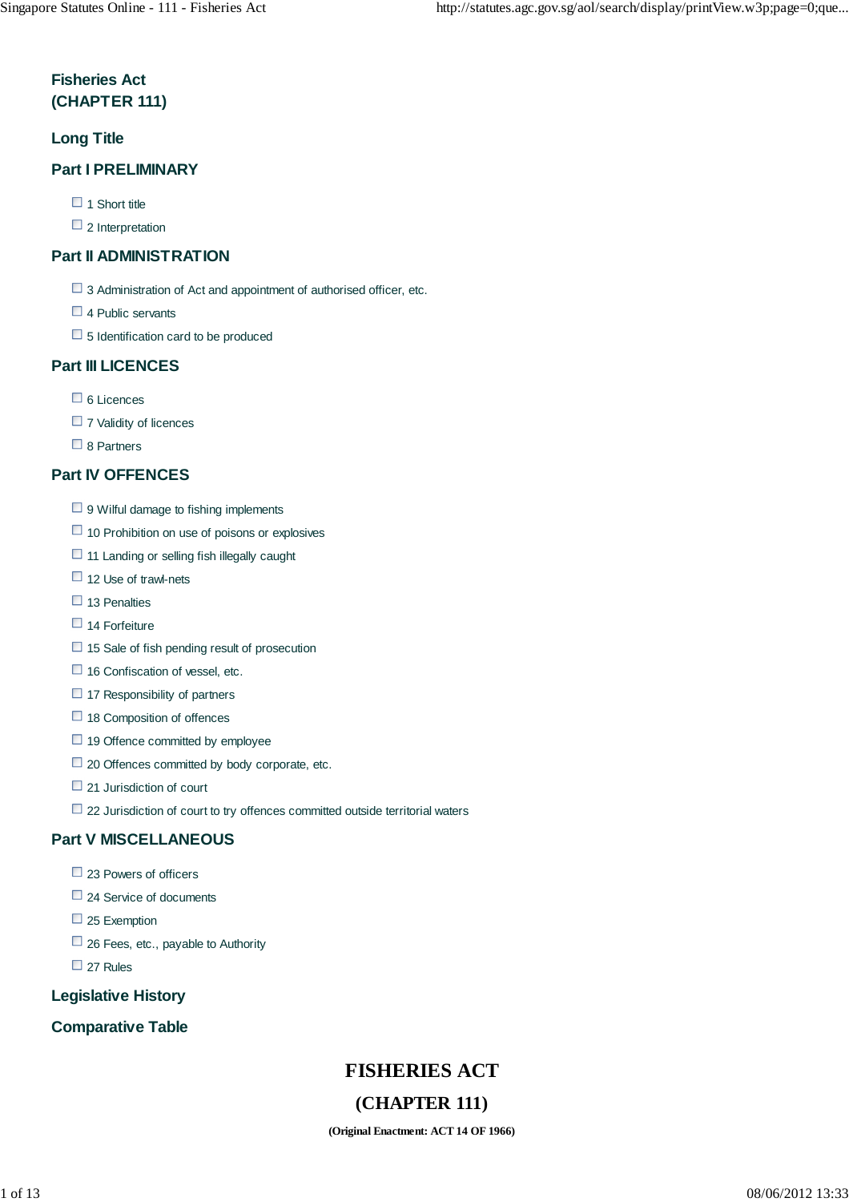# Fisheries Act
# (CHAPTER 111)

## Long Title

## Part I PRELIMINARY

- 1 Short title
- 2 Interpretation

## Part II ADMINISTRATION

- 3 Administration of Act and appointment of authorised officer, etc.
- 4 Public servants
- 5 Identification card to be produced

## Part III LICENCES

- 6 Licences
- 7 Validity of licences
- 8 Partners

## Part IV OFFENCES

- 9 Wilful damage to fishing implements
- 10 Prohibition on use of poisons or explosives
- 11 Landing or selling fish illegally caught
- 12 Use of trawl-nets
- 13 Penalties
- 14 Forfeiture
- 15 Sale of fish pending result of prosecution
- 16 Confiscation of vessel, etc.
- 17 Responsibility of partners
- 18 Composition of offences
- 19 Offence committed by employee
- 20 Offences committed by body corporate, etc.
- 21 Jurisdiction of court
- 22 Jurisdiction of court to try offences committed outside territorial waters

## Part V MISCELLANEOUS

- 23 Powers of officers
- 24 Service of documents
- 25 Exemption
- 26 Fees, etc., payable to Authority
- 27 Rules

## Legislative History

## Comparative Table

# FISHERIES ACT

# (CHAPTER 111)

**(Original Enactment: ACT 14 OF 1966)**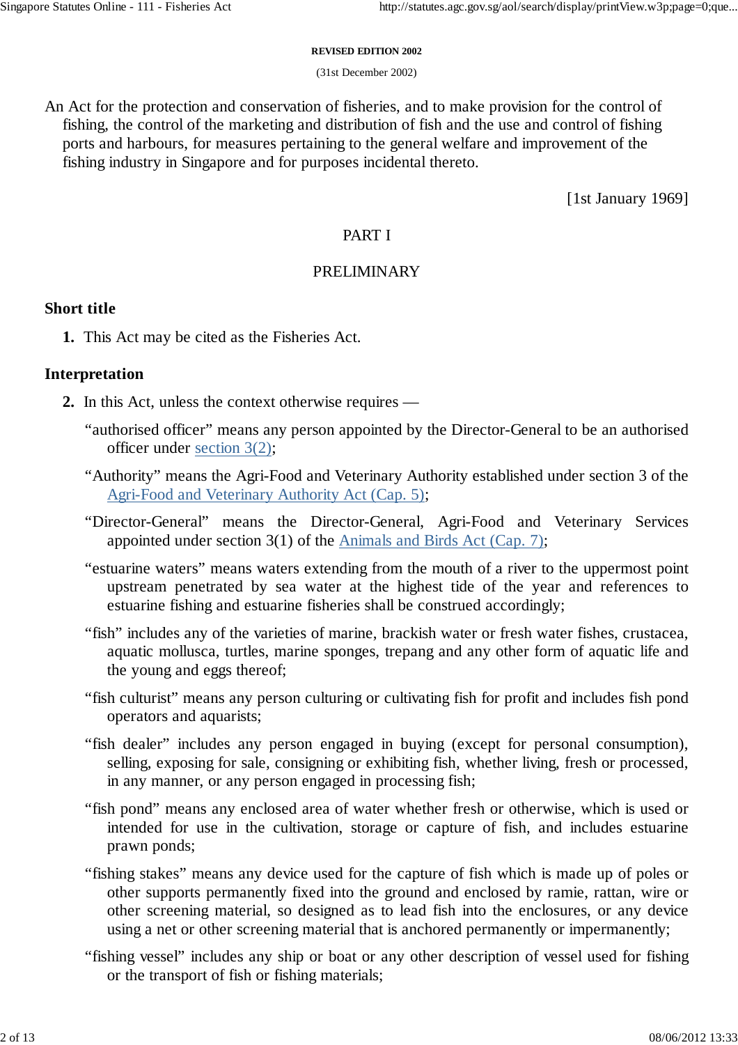REVISED EDITION 2002

(31st December 2002)

An Act for the protection and conservation of fisheries, and to make provision for the control of fishing, the control of the marketing and distribution of fish and the use and control of fishing ports and harbours, for measures pertaining to the general welfare and improvement of the fishing industry in Singapore and for purposes incidental thereto.

[1st January 1969]

## PART I

## PRELIMINARY

### Short title

**1.** This Act may be cited as the Fisheries Act.

### Interpretation

**2.** In this Act, unless the context otherwise requires —

"authorised officer" means any person appointed by the Director-General to be an authorised officer under section 3(2);

"Authority" means the Agri-Food and Veterinary Authority established under section 3 of the Agri-Food and Veterinary Authority Act (Cap. 5);

"Director-General" means the Director-General, Agri-Food and Veterinary Services appointed under section 3(1) of the Animals and Birds Act (Cap. 7);

"estuarine waters" means waters extending from the mouth of a river to the uppermost point upstream penetrated by sea water at the highest tide of the year and references to estuarine fishing and estuarine fisheries shall be construed accordingly;

"fish" includes any of the varieties of marine, brackish water or fresh water fishes, crustacea, aquatic mollusca, turtles, marine sponges, trepang and any other form of aquatic life and the young and eggs thereof;

"fish culturist" means any person culturing or cultivating fish for profit and includes fish pond operators and aquarists;

"fish dealer" includes any person engaged in buying (except for personal consumption), selling, exposing for sale, consigning or exhibiting fish, whether living, fresh or processed, in any manner, or any person engaged in processing fish;

"fish pond" means any enclosed area of water whether fresh or otherwise, which is used or intended for use in the cultivation, storage or capture of fish, and includes estuarine prawn ponds;

"fishing stakes" means any device used for the capture of fish which is made up of poles or other supports permanently fixed into the ground and enclosed by ramie, rattan, wire or other screening material, so designed as to lead fish into the enclosures, or any device using a net or other screening material that is anchored permanently or impermanently;

"fishing vessel" includes any ship or boat or any other description of vessel used for fishing or the transport of fish or fishing materials;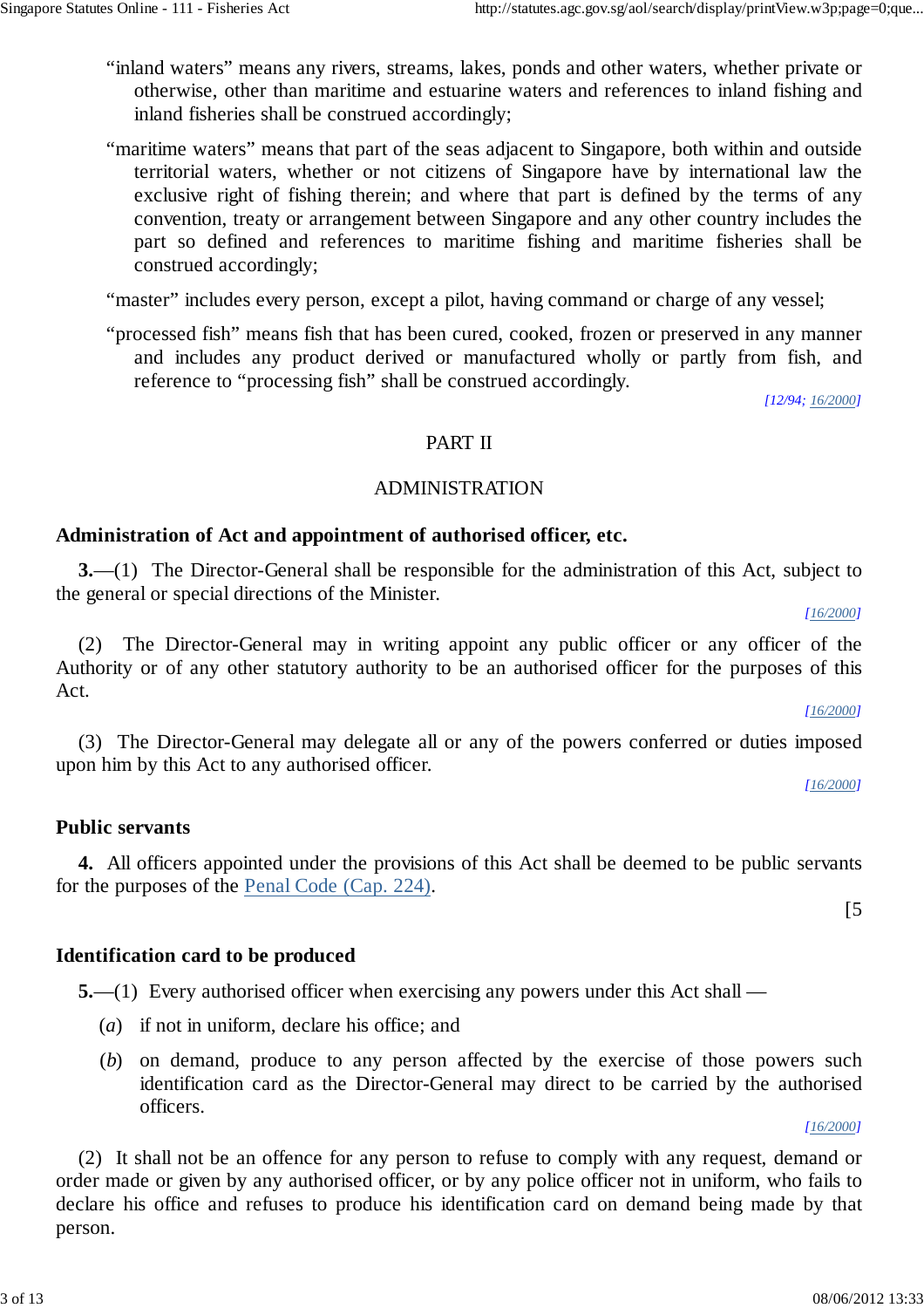"inland waters" means any rivers, streams, lakes, ponds and other waters, whether private or otherwise, other than maritime and estuarine waters and references to inland fishing and inland fisheries shall be construed accordingly;

"maritime waters" means that part of the seas adjacent to Singapore, both within and outside territorial waters, whether or not citizens of Singapore have by international law the exclusive right of fishing therein; and where that part is defined by the terms of any convention, treaty or arrangement between Singapore and any other country includes the part so defined and references to maritime fishing and maritime fisheries shall be construed accordingly;

"master" includes every person, except a pilot, having command or charge of any vessel;

"processed fish" means fish that has been cured, cooked, frozen or preserved in any manner and includes any product derived or manufactured wholly or partly from fish, and reference to "processing fish" shall be construed accordingly.

*[12/94; 16/2000]*

PART II

ADMINISTRATION

**Administration of Act and appointment of authorised officer, etc.**

**3.**—(1) The Director-General shall be responsible for the administration of this Act, subject to the general or special directions of the Minister.

*[16/2000]*

(2) The Director-General may in writing appoint any public officer or any officer of the Authority or of any other statutory authority to be an authorised officer for the purposes of this Act.

*[16/2000]*

(3) The Director-General may delegate all or any of the powers conferred or duties imposed upon him by this Act to any authorised officer.

*[16/2000]*

**Public servants**

**4.** All officers appointed under the provisions of this Act shall be deemed to be public servants for the purposes of the Penal Code (Cap. 224).

[5

**Identification card to be produced**

**5.**—(1) Every authorised officer when exercising any powers under this Act shall —

(*a*) if not in uniform, declare his office; and

(*b*) on demand, produce to any person affected by the exercise of those powers such identification card as the Director-General may direct to be carried by the authorised officers.

*[16/2000]*

(2) It shall not be an offence for any person to refuse to comply with any request, demand or order made or given by any authorised officer, or by any police officer not in uniform, who fails to declare his office and refuses to produce his identification card on demand being made by that person.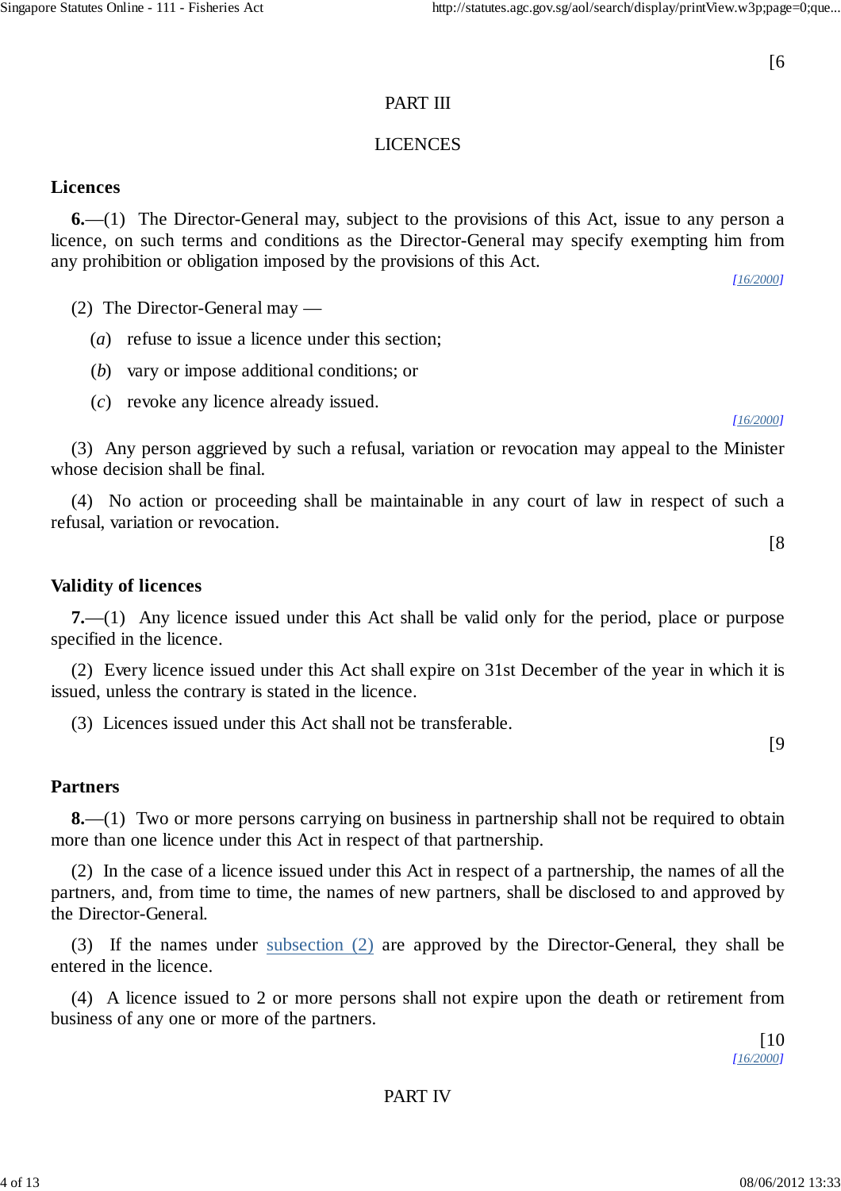[6

PART III

LICENCES

**Licences**

**6.**—(1) The Director-General may, subject to the provisions of this Act, issue to any person a licence, on such terms and conditions as the Director-General may specify exempting him from any prohibition or obligation imposed by the provisions of this Act.

*[16/2000]*

(2) The Director-General may —

(*a*) refuse to issue a licence under this section;

(*b*) vary or impose additional conditions; or

(*c*) revoke any licence already issued.

*[16/2000]*

(3) Any person aggrieved by such a refusal, variation or revocation may appeal to the Minister whose decision shall be final.

(4) No action or proceeding shall be maintainable in any court of law in respect of such a refusal, variation or revocation.

[8

**Validity of licences**

**7.**—(1) Any licence issued under this Act shall be valid only for the period, place or purpose specified in the licence.

(2) Every licence issued under this Act shall expire on 31st December of the year in which it is issued, unless the contrary is stated in the licence.

(3) Licences issued under this Act shall not be transferable.

[9

**Partners**

**8.**—(1) Two or more persons carrying on business in partnership shall not be required to obtain more than one licence under this Act in respect of that partnership.

(2) In the case of a licence issued under this Act in respect of a partnership, the names of all the partners, and, from time to time, the names of new partners, shall be disclosed to and approved by the Director-General.

(3) If the names under subsection (2) are approved by the Director-General, they shall be entered in the licence.

(4) A licence issued to 2 or more persons shall not expire upon the death or retirement from business of any one or more of the partners.

[10

*[16/2000]*

PART IV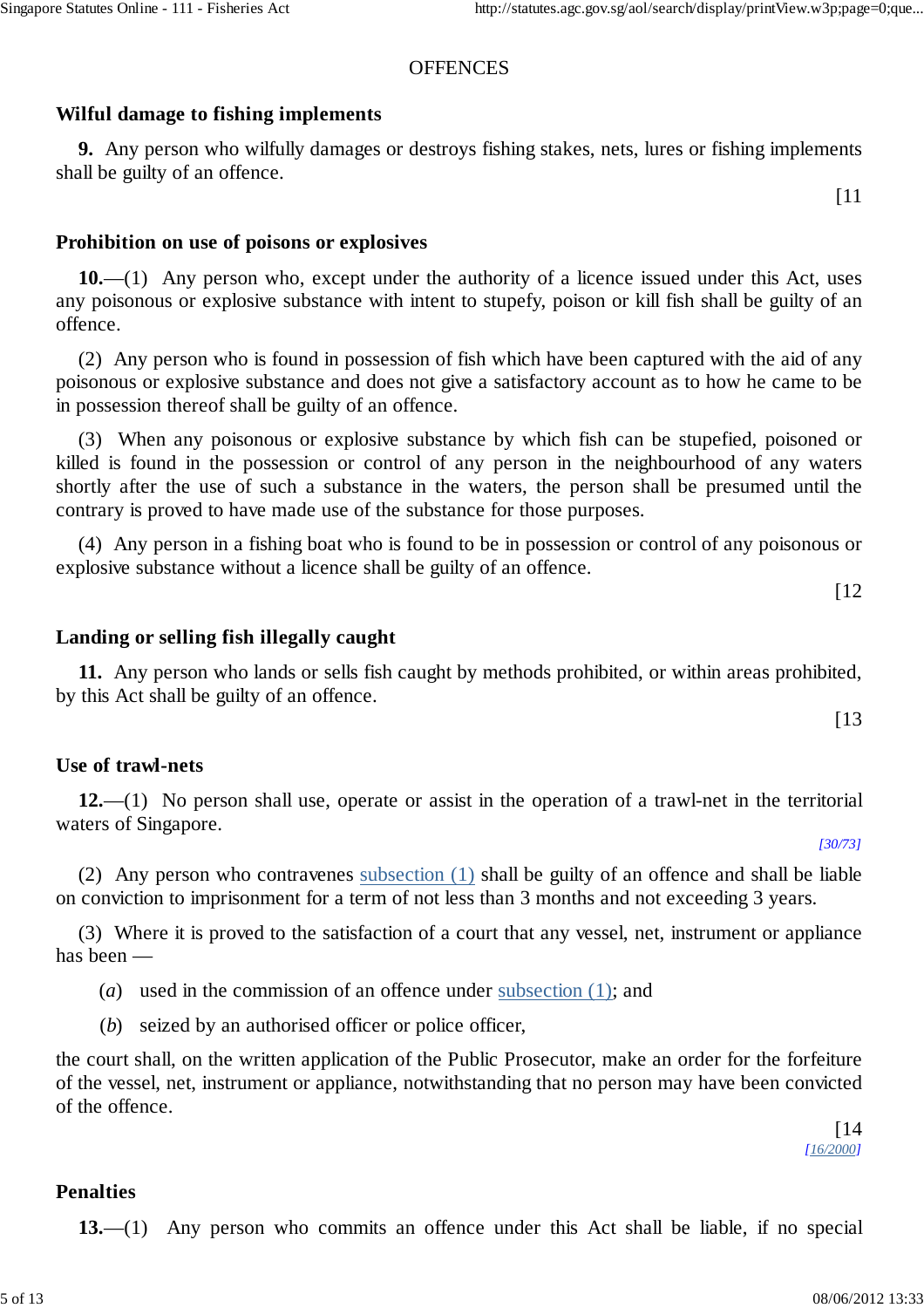OFFENCES

**Wilful damage to fishing implements**

**9.** Any person who wilfully damages or destroys fishing stakes, nets, lures or fishing implements shall be guilty of an offence.

[11

**Prohibition on use of poisons or explosives**

**10.**—(1) Any person who, except under the authority of a licence issued under this Act, uses any poisonous or explosive substance with intent to stupefy, poison or kill fish shall be guilty of an offence.

(2) Any person who is found in possession of fish which have been captured with the aid of any poisonous or explosive substance and does not give a satisfactory account as to how he came to be in possession thereof shall be guilty of an offence.

(3) When any poisonous or explosive substance by which fish can be stupefied, poisoned or killed is found in the possession or control of any person in the neighbourhood of any waters shortly after the use of such a substance in the waters, the person shall be presumed until the contrary is proved to have made use of the substance for those purposes.

(4) Any person in a fishing boat who is found to be in possession or control of any poisonous or explosive substance without a licence shall be guilty of an offence.

[12

**Landing or selling fish illegally caught**

**11.** Any person who lands or sells fish caught by methods prohibited, or within areas prohibited, by this Act shall be guilty of an offence.

[13

**Use of trawl-nets**

**12.**—(1) No person shall use, operate or assist in the operation of a trawl-net in the territorial waters of Singapore.

*[30/73]*

(2) Any person who contravenes subsection (1) shall be guilty of an offence and shall be liable on conviction to imprisonment for a term of not less than 3 months and not exceeding 3 years.

(3) Where it is proved to the satisfaction of a court that any vessel, net, instrument or appliance has been —

(*a*) used in the commission of an offence under subsection (1); and

(*b*) seized by an authorised officer or police officer,

the court shall, on the written application of the Public Prosecutor, make an order for the forfeiture of the vessel, net, instrument or appliance, notwithstanding that no person may have been convicted of the offence.

[14
*[16/2000]*

**Penalties**

**13.**—(1) Any person who commits an offence under this Act shall be liable, if no special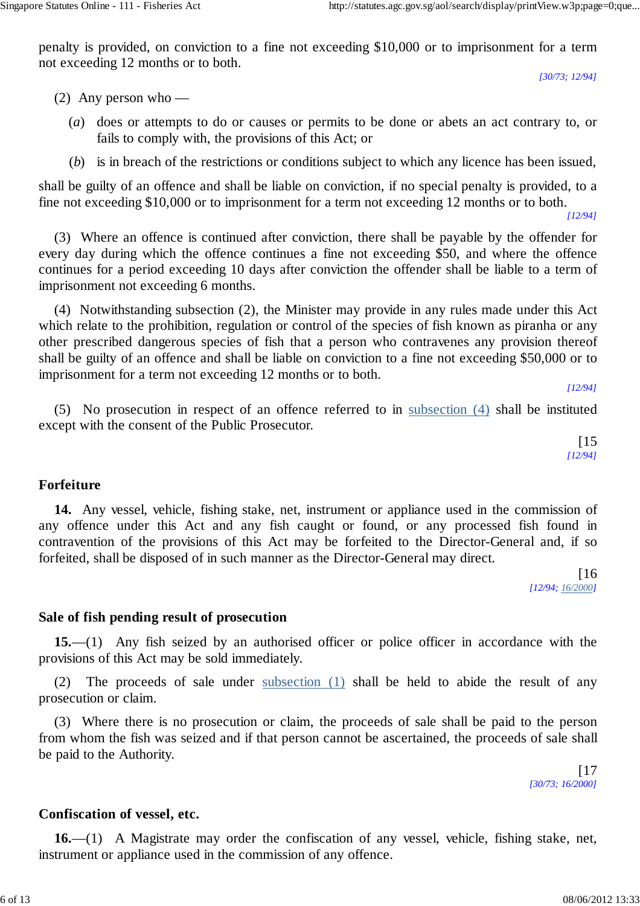penalty is provided, on conviction to a fine not exceeding $10,000 or to imprisonment for a term not exceeding 12 months or to both.

*[30/73; 12/94]*

(2) Any person who —

(*a*) does or attempts to do or causes or permits to be done or abets an act contrary to, or fails to comply with, the provisions of this Act; or

(*b*) is in breach of the restrictions or conditions subject to which any licence has been issued,

shall be guilty of an offence and shall be liable on conviction, if no special penalty is provided, to a fine not exceeding $10,000 or to imprisonment for a term not exceeding 12 months or to both.

*[12/94]*

(3) Where an offence is continued after conviction, there shall be payable by the offender for every day during which the offence continues a fine not exceeding $50, and where the offence continues for a period exceeding 10 days after conviction the offender shall be liable to a term of imprisonment not exceeding 6 months.

(4) Notwithstanding subsection (2), the Minister may provide in any rules made under this Act which relate to the prohibition, regulation or control of the species of fish known as piranha or any other prescribed dangerous species of fish that a person who contravenes any provision thereof shall be guilty of an offence and shall be liable on conviction to a fine not exceeding $50,000 or to imprisonment for a term not exceeding 12 months or to both.

*[12/94]*

(5) No prosecution in respect of an offence referred to in subsection (4) shall be instituted except with the consent of the Public Prosecutor.

[15
*[12/94]*

**Forfeiture**

**14.** Any vessel, vehicle, fishing stake, net, instrument or appliance used in the commission of any offence under this Act and any fish caught or found, or any processed fish found in contravention of the provisions of this Act may be forfeited to the Director-General and, if so forfeited, shall be disposed of in such manner as the Director-General may direct.

[16
*[12/94; 16/2000]*

**Sale of fish pending result of prosecution**

**15.**—(1) Any fish seized by an authorised officer or police officer in accordance with the provisions of this Act may be sold immediately.

(2) The proceeds of sale under subsection (1) shall be held to abide the result of any prosecution or claim.

(3) Where there is no prosecution or claim, the proceeds of sale shall be paid to the person from whom the fish was seized and if that person cannot be ascertained, the proceeds of sale shall be paid to the Authority.

[17
*[30/73; 16/2000]*

**Confiscation of vessel, etc.**

**16.**—(1) A Magistrate may order the confiscation of any vessel, vehicle, fishing stake, net, instrument or appliance used in the commission of any offence.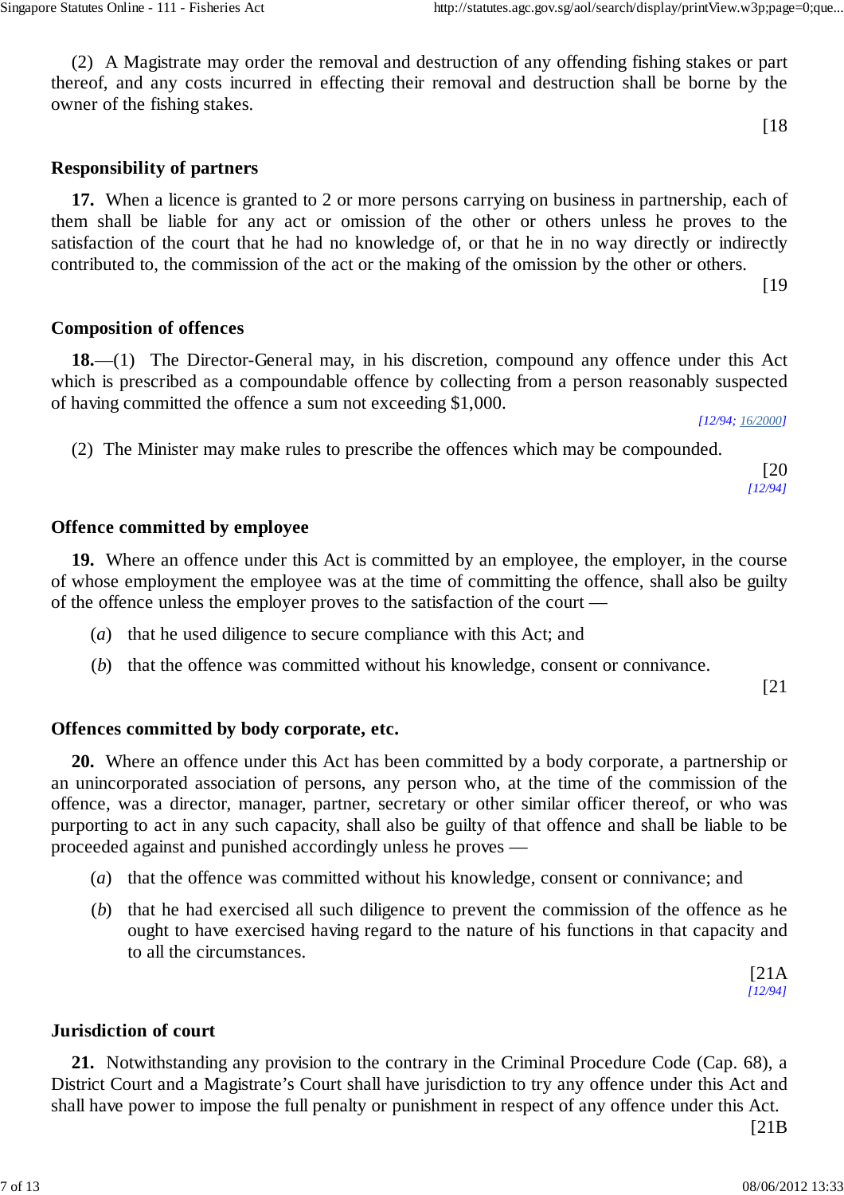(2) A Magistrate may order the removal and destruction of any offending fishing stakes or part thereof, and any costs incurred in effecting their removal and destruction shall be borne by the owner of the fishing stakes.

[18

**Responsibility of partners**

**17.** When a licence is granted to 2 or more persons carrying on business in partnership, each of them shall be liable for any act or omission of the other or others unless he proves to the satisfaction of the court that he had no knowledge of, or that he in no way directly or indirectly contributed to, the commission of the act or the making of the omission by the other or others.

[19

**Composition of offences**

**18.**—(1) The Director-General may, in his discretion, compound any offence under this Act which is prescribed as a compoundable offence by collecting from a person reasonably suspected of having committed the offence a sum not exceeding $1,000.

*[12/94; 16/2000]*

(2) The Minister may make rules to prescribe the offences which may be compounded.

[20
*[12/94]*

**Offence committed by employee**

**19.** Where an offence under this Act is committed by an employee, the employer, in the course of whose employment the employee was at the time of committing the offence, shall also be guilty of the offence unless the employer proves to the satisfaction of the court —

(*a*) that he used diligence to secure compliance with this Act; and

(*b*) that the offence was committed without his knowledge, consent or connivance.

[21

**Offences committed by body corporate, etc.**

**20.** Where an offence under this Act has been committed by a body corporate, a partnership or an unincorporated association of persons, any person who, at the time of the commission of the offence, was a director, manager, partner, secretary or other similar officer thereof, or who was purporting to act in any such capacity, shall also be guilty of that offence and shall be liable to be proceeded against and punished accordingly unless he proves —

(*a*) that the offence was committed without his knowledge, consent or connivance; and

(*b*) that he had exercised all such diligence to prevent the commission of the offence as he ought to have exercised having regard to the nature of his functions in that capacity and to all the circumstances.

[21A
*[12/94]*

**Jurisdiction of court**

**21.** Notwithstanding any provision to the contrary in the Criminal Procedure Code (Cap. 68), a District Court and a Magistrate's Court shall have jurisdiction to try any offence under this Act and shall have power to impose the full penalty or punishment in respect of any offence under this Act.

[21B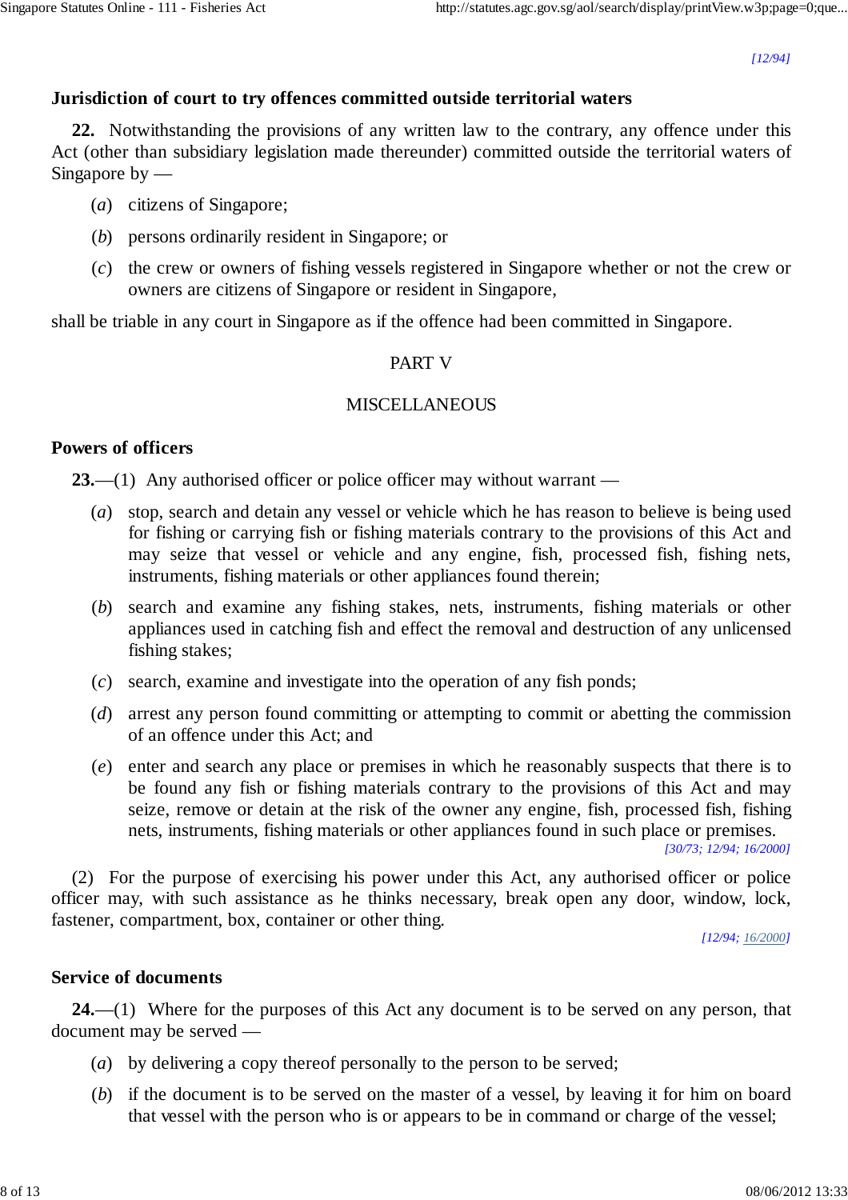*[12/94]*

### Jurisdiction of court to try offences committed outside territorial waters

**22.** Notwithstanding the provisions of any written law to the contrary, any offence under this Act (other than subsidiary legislation made thereunder) committed outside the territorial waters of Singapore by —

(*a*) citizens of Singapore;

(*b*) persons ordinarily resident in Singapore; or

(*c*) the crew or owners of fishing vessels registered in Singapore whether or not the crew or owners are citizens of Singapore or resident in Singapore,

shall be triable in any court in Singapore as if the offence had been committed in Singapore.

## PART V

## MISCELLANEOUS

### Powers of officers

**23.**—(1) Any authorised officer or police officer may without warrant —

(*a*) stop, search and detain any vessel or vehicle which he has reason to believe is being used for fishing or carrying fish or fishing materials contrary to the provisions of this Act and may seize that vessel or vehicle and any engine, fish, processed fish, fishing nets, instruments, fishing materials or other appliances found therein;

(*b*) search and examine any fishing stakes, nets, instruments, fishing materials or other appliances used in catching fish and effect the removal and destruction of any unlicensed fishing stakes;

(*c*) search, examine and investigate into the operation of any fish ponds;

(*d*) arrest any person found committing or attempting to commit or abetting the commission of an offence under this Act; and

(*e*) enter and search any place or premises in which he reasonably suspects that there is to be found any fish or fishing materials contrary to the provisions of this Act and may seize, remove or detain at the risk of the owner any engine, fish, processed fish, fishing nets, instruments, fishing materials or other appliances found in such place or premises.

*[30/73; 12/94; 16/2000]*

(2) For the purpose of exercising his power under this Act, any authorised officer or police officer may, with such assistance as he thinks necessary, break open any door, window, lock, fastener, compartment, box, container or other thing.

*[12/94; 16/2000]*

### Service of documents

**24.**—(1) Where for the purposes of this Act any document is to be served on any person, that document may be served —

(*a*) by delivering a copy thereof personally to the person to be served;

(*b*) if the document is to be served on the master of a vessel, by leaving it for him on board that vessel with the person who is or appears to be in command or charge of the vessel;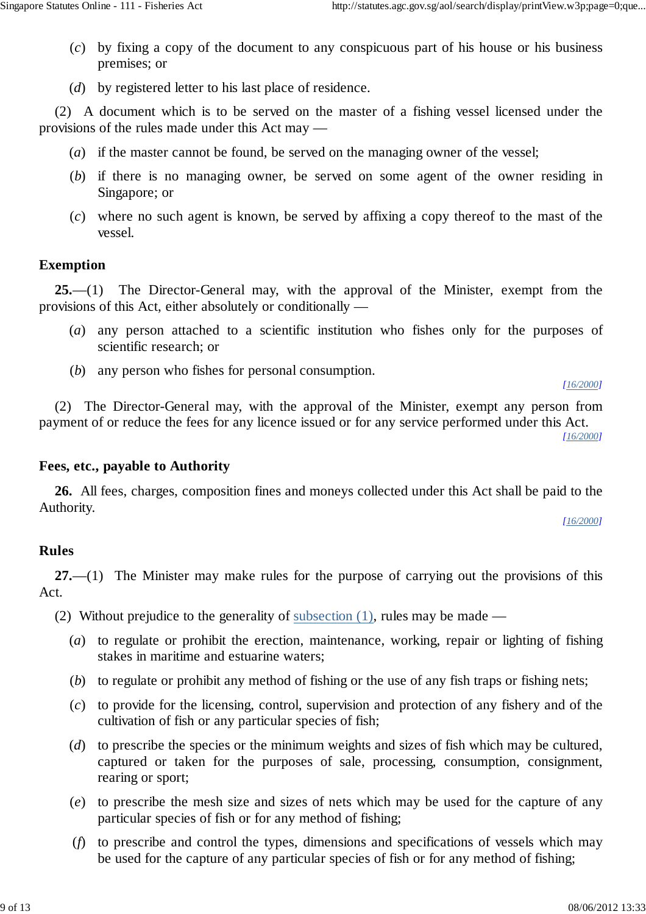(*c*) by fixing a copy of the document to any conspicuous part of his house or his business premises; or

(*d*) by registered letter to his last place of residence.

(2) A document which is to be served on the master of a fishing vessel licensed under the provisions of the rules made under this Act may —

(*a*) if the master cannot be found, be served on the managing owner of the vessel;

(*b*) if there is no managing owner, be served on some agent of the owner residing in Singapore; or

(*c*) where no such agent is known, be served by affixing a copy thereof to the mast of the vessel.

### Exemption

**25.**—(1) The Director-General may, with the approval of the Minister, exempt from the provisions of this Act, either absolutely or conditionally —

(*a*) any person attached to a scientific institution who fishes only for the purposes of scientific research; or

(*b*) any person who fishes for personal consumption.

*[16/2000]*

(2) The Director-General may, with the approval of the Minister, exempt any person from payment of or reduce the fees for any licence issued or for any service performed under this Act.

*[16/2000]*

### Fees, etc., payable to Authority

**26.** All fees, charges, composition fines and moneys collected under this Act shall be paid to the Authority.

*[16/2000]*

### Rules

**27.**—(1) The Minister may make rules for the purpose of carrying out the provisions of this Act.

(2) Without prejudice to the generality of subsection (1), rules may be made —

(*a*) to regulate or prohibit the erection, maintenance, working, repair or lighting of fishing stakes in maritime and estuarine waters;

(*b*) to regulate or prohibit any method of fishing or the use of any fish traps or fishing nets;

(*c*) to provide for the licensing, control, supervision and protection of any fishery and of the cultivation of fish or any particular species of fish;

(*d*) to prescribe the species or the minimum weights and sizes of fish which may be cultured, captured or taken for the purposes of sale, processing, consumption, consignment, rearing or sport;

(*e*) to prescribe the mesh size and sizes of nets which may be used for the capture of any particular species of fish or for any method of fishing;

(*f*) to prescribe and control the types, dimensions and specifications of vessels which may be used for the capture of any particular species of fish or for any method of fishing;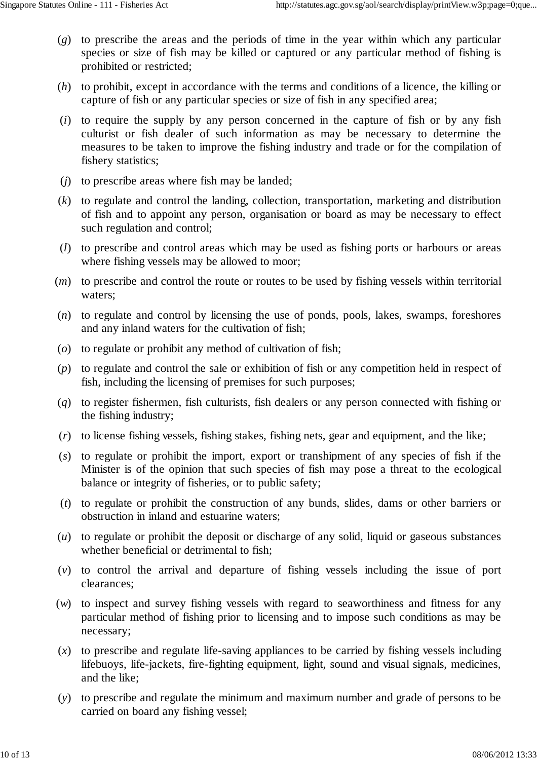(*g*) to prescribe the areas and the periods of time in the year within which any particular species or size of fish may be killed or captured or any particular method of fishing is prohibited or restricted;

(*h*) to prohibit, except in accordance with the terms and conditions of a licence, the killing or capture of fish or any particular species or size of fish in any specified area;

(*i*) to require the supply by any person concerned in the capture of fish or by any fish culturist or fish dealer of such information as may be necessary to determine the measures to be taken to improve the fishing industry and trade or for the compilation of fishery statistics;

(*j*) to prescribe areas where fish may be landed;

(*k*) to regulate and control the landing, collection, transportation, marketing and distribution of fish and to appoint any person, organisation or board as may be necessary to effect such regulation and control;

(*l*) to prescribe and control areas which may be used as fishing ports or harbours or areas where fishing vessels may be allowed to moor;

(*m*) to prescribe and control the route or routes to be used by fishing vessels within territorial waters;

(*n*) to regulate and control by licensing the use of ponds, pools, lakes, swamps, foreshores and any inland waters for the cultivation of fish;

(*o*) to regulate or prohibit any method of cultivation of fish;

(*p*) to regulate and control the sale or exhibition of fish or any competition held in respect of fish, including the licensing of premises for such purposes;

(*q*) to register fishermen, fish culturists, fish dealers or any person connected with fishing or the fishing industry;

(*r*) to license fishing vessels, fishing stakes, fishing nets, gear and equipment, and the like;

(*s*) to regulate or prohibit the import, export or transhipment of any species of fish if the Minister is of the opinion that such species of fish may pose a threat to the ecological balance or integrity of fisheries, or to public safety;

(*t*) to regulate or prohibit the construction of any bunds, slides, dams or other barriers or obstruction in inland and estuarine waters;

(*u*) to regulate or prohibit the deposit or discharge of any solid, liquid or gaseous substances whether beneficial or detrimental to fish;

(*v*) to control the arrival and departure of fishing vessels including the issue of port clearances;

(*w*) to inspect and survey fishing vessels with regard to seaworthiness and fitness for any particular method of fishing prior to licensing and to impose such conditions as may be necessary;

(*x*) to prescribe and regulate life-saving appliances to be carried by fishing vessels including lifebuoys, life-jackets, fire-fighting equipment, light, sound and visual signals, medicines, and the like;

(*y*) to prescribe and regulate the minimum and maximum number and grade of persons to be carried on board any fishing vessel;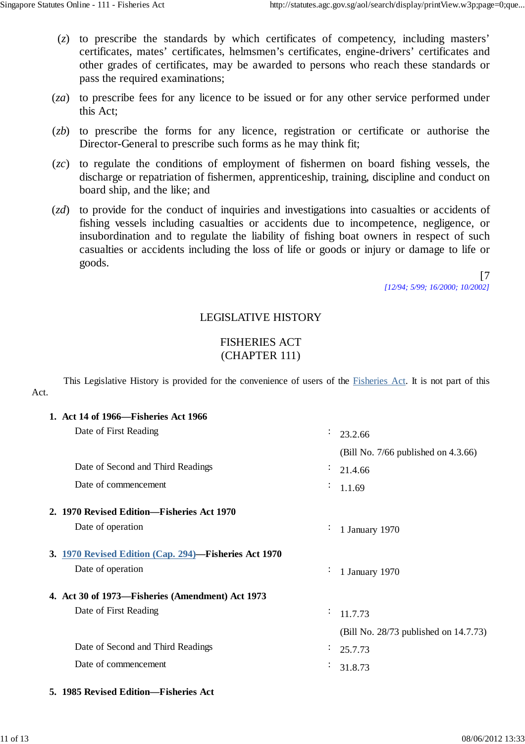(*z*) to prescribe the standards by which certificates of competency, including masters' certificates, mates' certificates, helmsmen's certificates, engine-drivers' certificates and other grades of certificates, may be awarded to persons who reach these standards or pass the required examinations;

(*za*) to prescribe fees for any licence to be issued or for any other service performed under this Act;

(*zb*) to prescribe the forms for any licence, registration or certificate or authorise the Director-General to prescribe such forms as he may think fit;

(*zc*) to regulate the conditions of employment of fishermen on board fishing vessels, the discharge or repatriation of fishermen, apprenticeship, training, discipline and conduct on board ship, and the like; and

(*zd*) to provide for the conduct of inquiries and investigations into casualties or accidents of fishing vessels including casualties or accidents due to incompetence, negligence, or insubordination and to regulate the liability of fishing boat owners in respect of such casualties or accidents including the loss of life or goods or injury or damage to life or goods.

[7

*[12/94; 5/99; 16/2000; 10/2002]*

## LEGISLATIVE HISTORY

## FISHERIES ACT
## (CHAPTER 111)

This Legislative History is provided for the convenience of users of the Fisheries Act. It is not part of this Act.

**1. Act 14 of 1966—Fisheries Act 1966**

| | | |
|---|---|---|
| Date of First Reading | : | 23.2.66 |
| | | (Bill No. 7/66 published on 4.3.66) |
| Date of Second and Third Readings | : | 21.4.66 |
| Date of commencement | : | 1.1.69 |

**2. 1970 Revised Edition—Fisheries Act 1970**

| | | |
|---|---|---|
| Date of operation | : | 1 January 1970 |

**3. 1970 Revised Edition (Cap. 294)—Fisheries Act 1970**

| | | |
|---|---|---|
| Date of operation | : | 1 January 1970 |

**4. Act 30 of 1973—Fisheries (Amendment) Act 1973**

| | | |
|---|---|---|
| Date of First Reading | : | 11.7.73 |
| | | (Bill No. 28/73 published on 14.7.73) |
| Date of Second and Third Readings | : | 25.7.73 |
| Date of commencement | : | 31.8.73 |

**5. 1985 Revised Edition—Fisheries Act**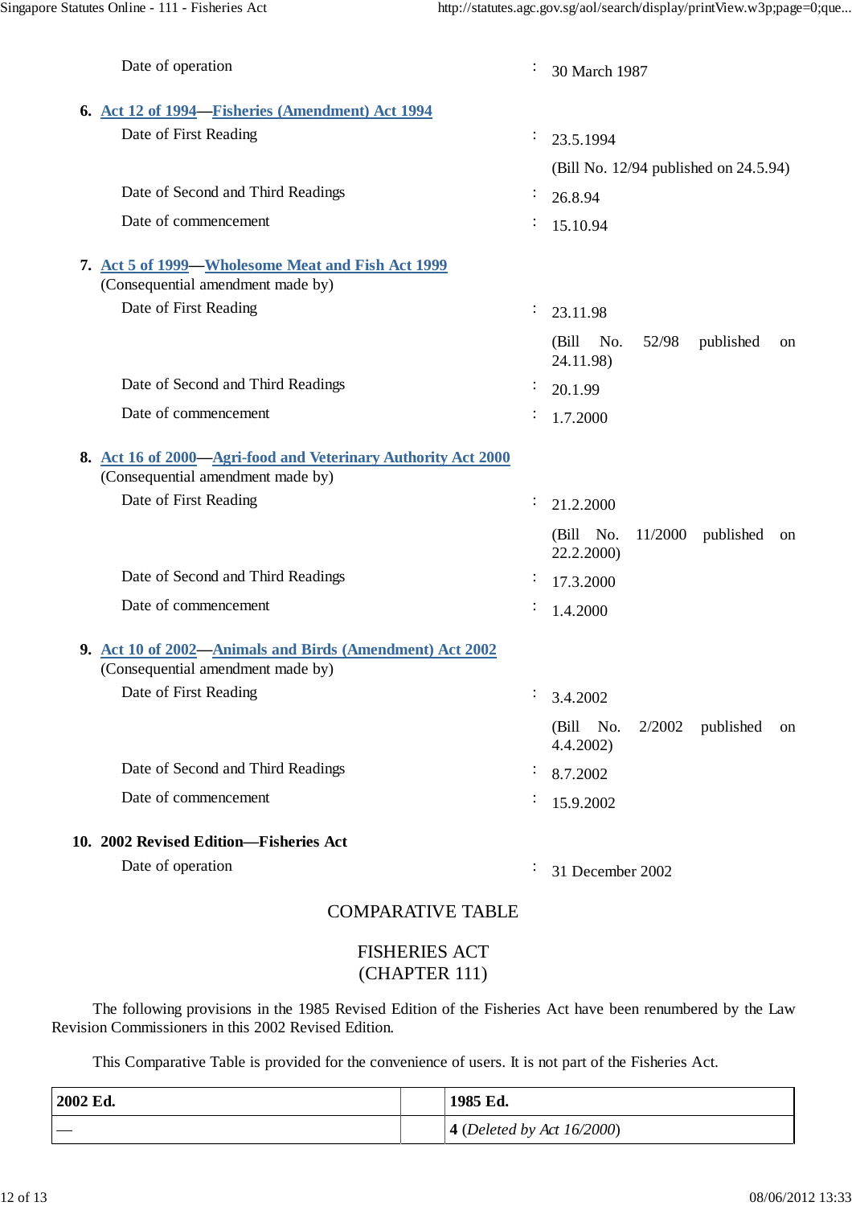Date of operation : 30 March 1987

**6. [Act 12 of 1994](#)—[Fisheries (Amendment) Act 1994](#)**

Date of First Reading : 23.5.1994

(Bill No. 12/94 published on 24.5.94)

Date of Second and Third Readings : 26.8.94

Date of commencement : 15.10.94

**7. [Act 5 of 1999](#)—[Wholesome Meat and Fish Act 1999](#)**

(Consequential amendment made by)

Date of First Reading : 23.11.98

(Bill No. 52/98 published on 24.11.98)

Date of Second and Third Readings : 20.1.99

Date of commencement : 1.7.2000

**8. [Act 16 of 2000](#)—[Agri-food and Veterinary Authority Act 2000](#)**

(Consequential amendment made by)

Date of First Reading : 21.2.2000

(Bill No. 11/2000 published on 22.2.2000)

Date of Second and Third Readings : 17.3.2000

Date of commencement : 1.4.2000

**9. [Act 10 of 2002](#)—[Animals and Birds (Amendment) Act 2002](#)**

(Consequential amendment made by)

Date of First Reading : 3.4.2002

(Bill No. 2/2002 published on 4.4.2002)

Date of Second and Third Readings : 8.7.2002

Date of commencement : 15.9.2002

**10. 2002 Revised Edition—Fisheries Act**

Date of operation : 31 December 2002

## COMPARATIVE TABLE

## FISHERIES ACT
## (CHAPTER 111)

The following provisions in the 1985 Revised Edition of the Fisheries Act have been renumbered by the Law Revision Commissioners in this 2002 Revised Edition.

This Comparative Table is provided for the convenience of users. It is not part of the Fisheries Act.

| 2002 Ed. | | 1985 Ed. |
|---|---|---|
| — | | **4** (*Deleted by Act 16/2000*) |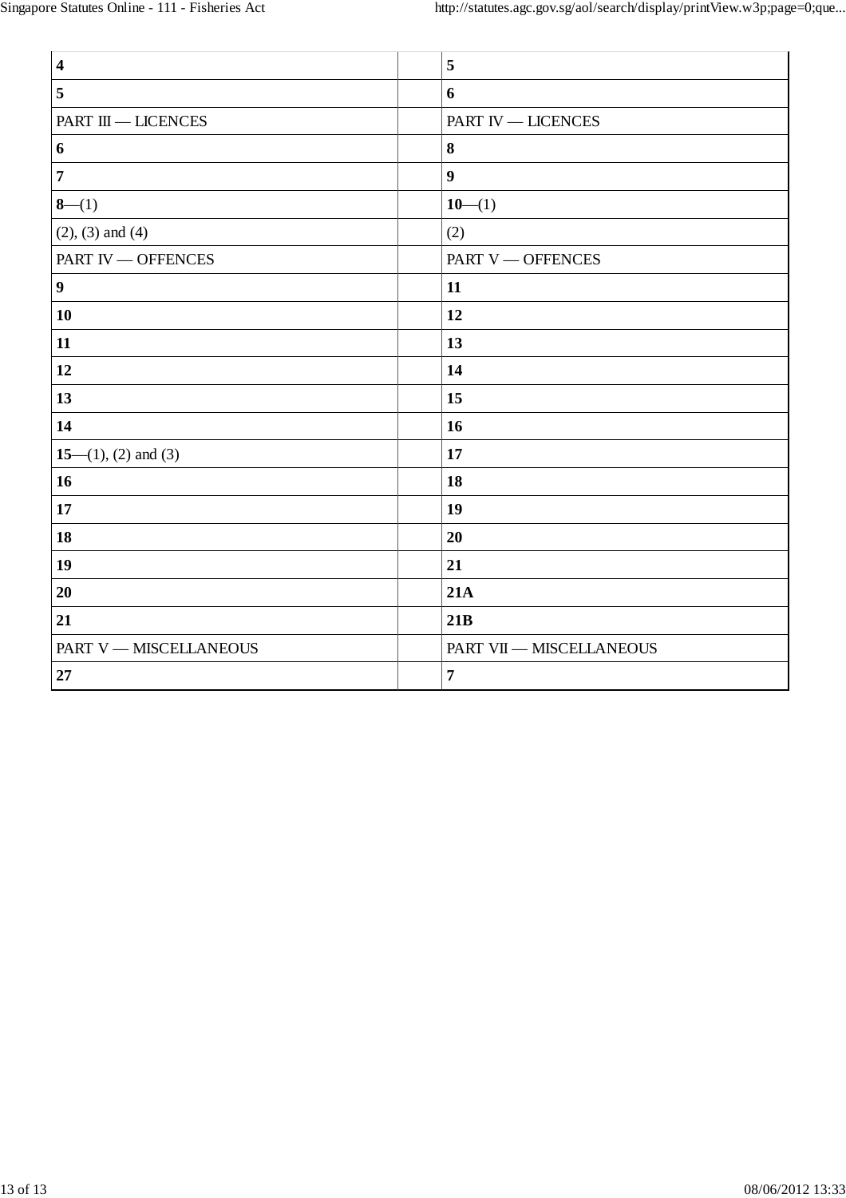| | | |
|---|---|---|
| **4** | | **5** |
| **5** | | **6** |
| PART III — LICENCES | | PART IV — LICENCES |
| **6** | | **8** |
| **7** | | **9** |
| **8**—(1) | | **10**—(1) |
| (2), (3) and (4) | | (2) |
| PART IV — OFFENCES | | PART V — OFFENCES |
| **9** | | **11** |
| **10** | | **12** |
| **11** | | **13** |
| **12** | | **14** |
| **13** | | **15** |
| **14** | | **16** |
| **15**—(1), (2) and (3) | | **17** |
| **16** | | **18** |
| **17** | | **19** |
| **18** | | **20** |
| **19** | | **21** |
| **20** | | **21A** |
| **21** | | **21B** |
| PART V — MISCELLANEOUS | | PART VII — MISCELLANEOUS |
| **27** | | **7** |